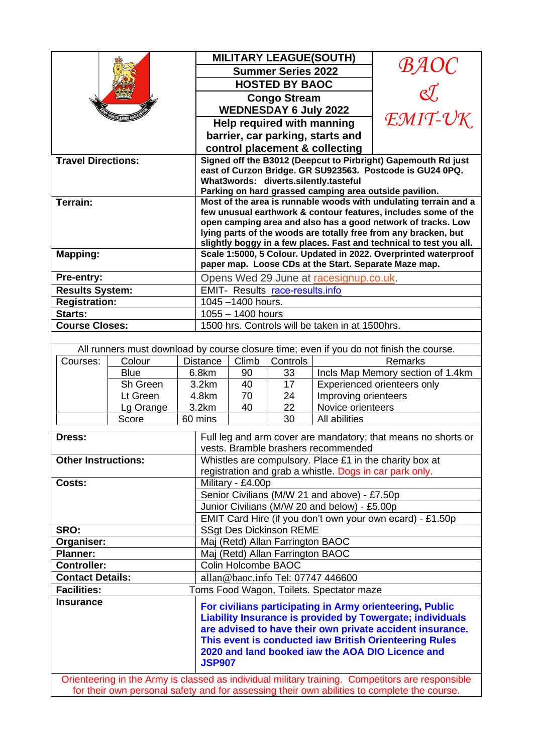**MILITARY LEAGUE(SOUTH)**
**Summer Series 2022**
**HOSTED BY BAOC**
**Congo Stream**
**WEDNESDAY 6 July 2022**
**Help required with manning barrier, car parking, starts and control placement & collecting**

*BAOC & EMIT-UK*

| | |
|---|---|
| **Travel Directions:** | **Signed off the B3012 (Deepcut to Pirbright) Gapemouth Rd just east of Curzon Bridge. GR SU923563. Postcode is GU24 0PQ. What3words: diverts.silently.tasteful Parking on hard grassed camping area outside pavilion.** |
| **Terrain:** | **Most of the area is runnable woods with undulating terrain and a few unusual earthwork & contour features, includes some of the open camping area and also has a good network of tracks. Low lying parts of the woods are totally free from any bracken, but slightly boggy in a few places. Fast and technical to test you all.** |
| **Mapping:** | **Scale 1:5000, 5 Colour. Updated in 2022. Overprinted waterproof paper map. Loose CDs at the Start. Separate Maze map.** |
| **Pre-entry:** | Opens Wed 29 June at racesignup.co.uk. |
| **Results System:** | EMIT- Results race-results.info |
| **Registration:** | 1045 –1400 hours. |
| **Starts:** | 1055 – 1400 hours |
| **Course Closes:** | 1500 hrs. Controls will be taken in at 1500hrs. |

All runners must download by course closure time; even if you do not finish the course.

| Courses: | Colour | Distance | Climb | Controls | Remarks |
|---|---|---|---|---|---|
| | Blue | 6.8km | 90 | 33 | Incls Map Memory section of 1.4km |
| | Sh Green | 3.2km | 40 | 17 | Experienced orienteers only |
| | Lt Green | 4.8km | 70 | 24 | Improving orienteers |
| | Lg Orange | 3.2km | 40 | 22 | Novice orienteers |
| | Score | 60 mins | | 30 | All abilities |

| | |
|---|---|
| **Dress:** | Full leg and arm cover are mandatory; that means no shorts or vests. Bramble brashers recommended |
| **Other Instructions:** | Whistles are compulsory. Place £1 in the charity box at registration and grab a whistle. Dogs in car park only. |
| **Costs:** | Military - £4.00p |
| | Senior Civilians (M/W 21 and above) - £7.50p |
| | Junior Civilians (M/W 20 and below) - £5.00p |
| | EMIT Card Hire (if you don't own your own ecard) - £1.50p |
| **SRO:** | SSgt Des Dickinson REME |
| **Organiser:** | Maj (Retd) Allan Farrington BAOC |
| **Planner:** | Maj (Retd) Allan Farrington BAOC |
| **Controller:** | Colin Holcombe BAOC |
| **Contact Details:** | allan@baoc.info Tel: 07747 446600 |
| **Facilities:** | Toms Food Wagon, Toilets. Spectator maze |
| **Insurance** | **For civilians participating in Army orienteering, Public Liability Insurance is provided by Towergate; individuals are advised to have their own private accident insurance. This event is conducted iaw British Orienteering Rules 2020 and land booked iaw the AOA DIO Licence and JSP907** |

Orienteering in the Army is classed as individual military training. Competitors are responsible for their own personal safety and for assessing their own abilities to complete the course.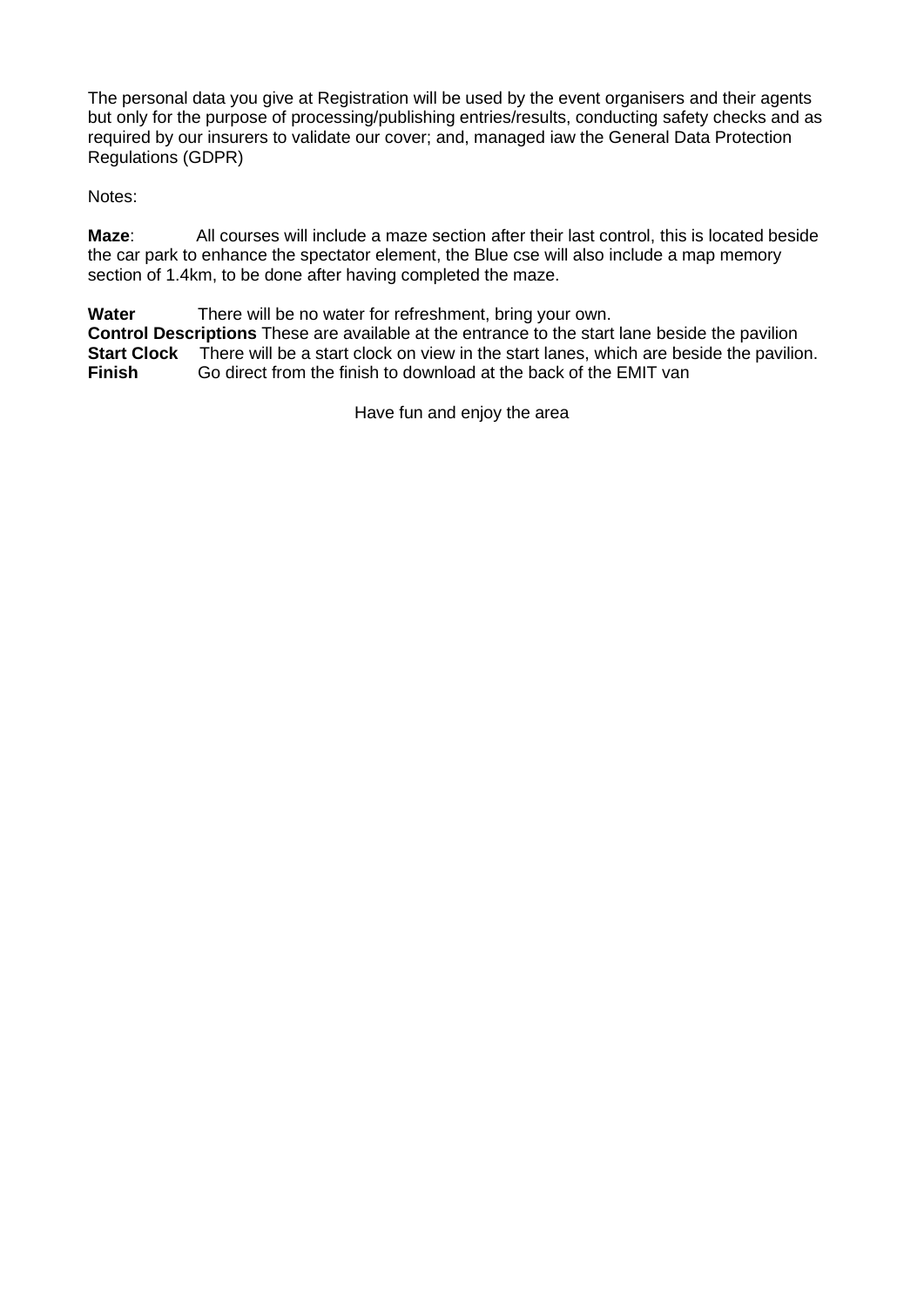The personal data you give at Registration will be used by the event organisers and their agents but only for the purpose of processing/publishing entries/results, conducting safety checks and as required by our insurers to validate our cover; and, managed iaw the General Data Protection Regulations (GDPR)

Notes:

**Maze**: All courses will include a maze section after their last control, this is located beside the car park to enhance the spectator element, the Blue cse will also include a map memory section of 1.4km, to be done after having completed the maze.

**Water** There will be no water for refreshment, bring your own.
**Control Descriptions** These are available at the entrance to the start lane beside the pavilion
**Start Clock** There will be a start clock on view in the start lanes, which are beside the pavilion.
**Finish** Go direct from the finish to download at the back of the EMIT van

Have fun and enjoy the area